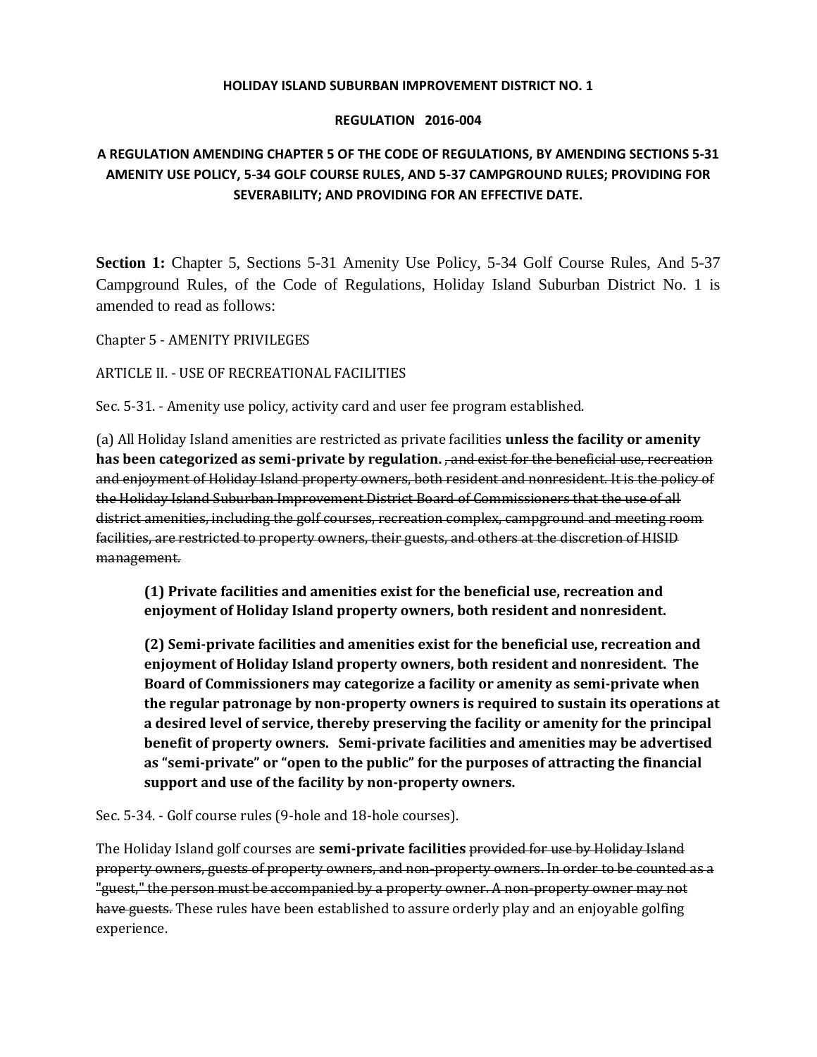**HOLIDAY ISLAND SUBURBAN IMPROVEMENT DISTRICT NO. 1**

**REGULATION 2016-004**

**A REGULATION AMENDING CHAPTER 5 OF THE CODE OF REGULATIONS, BY AMENDING SECTIONS 5-31 AMENITY USE POLICY, 5-34 GOLF COURSE RULES, AND 5-37 CAMPGROUND RULES; PROVIDING FOR SEVERABILITY; AND PROVIDING FOR AN EFFECTIVE DATE.**

**Section 1:** Chapter 5, Sections 5-31 Amenity Use Policy, 5-34 Golf Course Rules, And 5-37 Campground Rules, of the Code of Regulations, Holiday Island Suburban District No. 1 is amended to read as follows:

Chapter 5 - AMENITY PRIVILEGES

ARTICLE II. - USE OF RECREATIONAL FACILITIES

Sec. 5-31. - Amenity use policy, activity card and user fee program established.

(a) All Holiday Island amenities are restricted as private facilities **unless the facility or amenity has been categorized as semi-private by regulation.** ~~, and exist for the beneficial use, recreation and enjoyment of Holiday Island property owners, both resident and nonresident. It is the policy of the Holiday Island Suburban Improvement District Board of Commissioners that the use of all district amenities, including the golf courses, recreation complex, campground and meeting room facilities, are restricted to property owners, their guests, and others at the discretion of HISID management.~~

> **(1) Private facilities and amenities exist for the beneficial use, recreation and enjoyment of Holiday Island property owners, both resident and nonresident.**
>
> **(2) Semi-private facilities and amenities exist for the beneficial use, recreation and enjoyment of Holiday Island property owners, both resident and nonresident. The Board of Commissioners may categorize a facility or amenity as semi-private when the regular patronage by non-property owners is required to sustain its operations at a desired level of service, thereby preserving the facility or amenity for the principal benefit of property owners. Semi-private facilities and amenities may be advertised as "semi-private" or "open to the public" for the purposes of attracting the financial support and use of the facility by non-property owners.**

Sec. 5-34. - Golf course rules (9-hole and 18-hole courses).

The Holiday Island golf courses are **semi-private facilities** ~~provided for use by Holiday Island property owners, guests of property owners, and non-property owners. In order to be counted as a "guest," the person must be accompanied by a property owner. A non-property owner may not have guests.~~ These rules have been established to assure orderly play and an enjoyable golfing experience.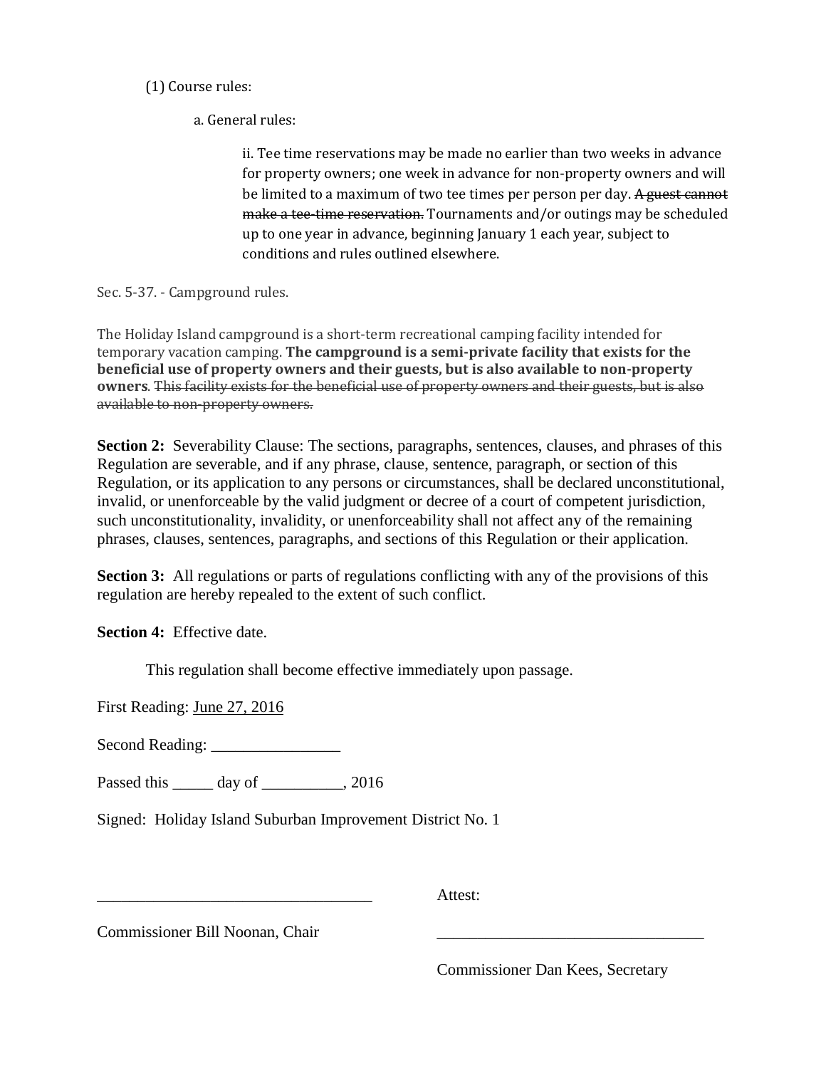(1) Course rules:

a. General rules:

ii. Tee time reservations may be made no earlier than two weeks in advance for property owners; one week in advance for non-property owners and will be limited to a maximum of two tee times per person per day. ~~A guest cannot make a tee-time reservation.~~ Tournaments and/or outings may be scheduled up to one year in advance, beginning January 1 each year, subject to conditions and rules outlined elsewhere.

Sec. 5-37. - Campground rules.

The Holiday Island campground is a short-term recreational camping facility intended for temporary vacation camping. **The campground is a semi-private facility that exists for the beneficial use of property owners and their guests, but is also available to non-property owners**. ~~This facility exists for the beneficial use of property owners and their guests, but is also available to non-property owners.~~

**Section 2:** Severability Clause: The sections, paragraphs, sentences, clauses, and phrases of this Regulation are severable, and if any phrase, clause, sentence, paragraph, or section of this Regulation, or its application to any persons or circumstances, shall be declared unconstitutional, invalid, or unenforceable by the valid judgment or decree of a court of competent jurisdiction, such unconstitutionality, invalidity, or unenforceability shall not affect any of the remaining phrases, clauses, sentences, paragraphs, and sections of this Regulation or their application.

**Section 3:** All regulations or parts of regulations conflicting with any of the provisions of this regulation are hereby repealed to the extent of such conflict.

**Section 4:** Effective date.

This regulation shall become effective immediately upon passage.

First Reading: June 27, 2016

Second Reading: ________________

Passed this _____ day of __________, 2016

Signed: Holiday Island Suburban Improvement District No. 1

___________________________________

Commissioner Bill Noonan, Chair

Attest:

___________________________________

Commissioner Dan Kees, Secretary